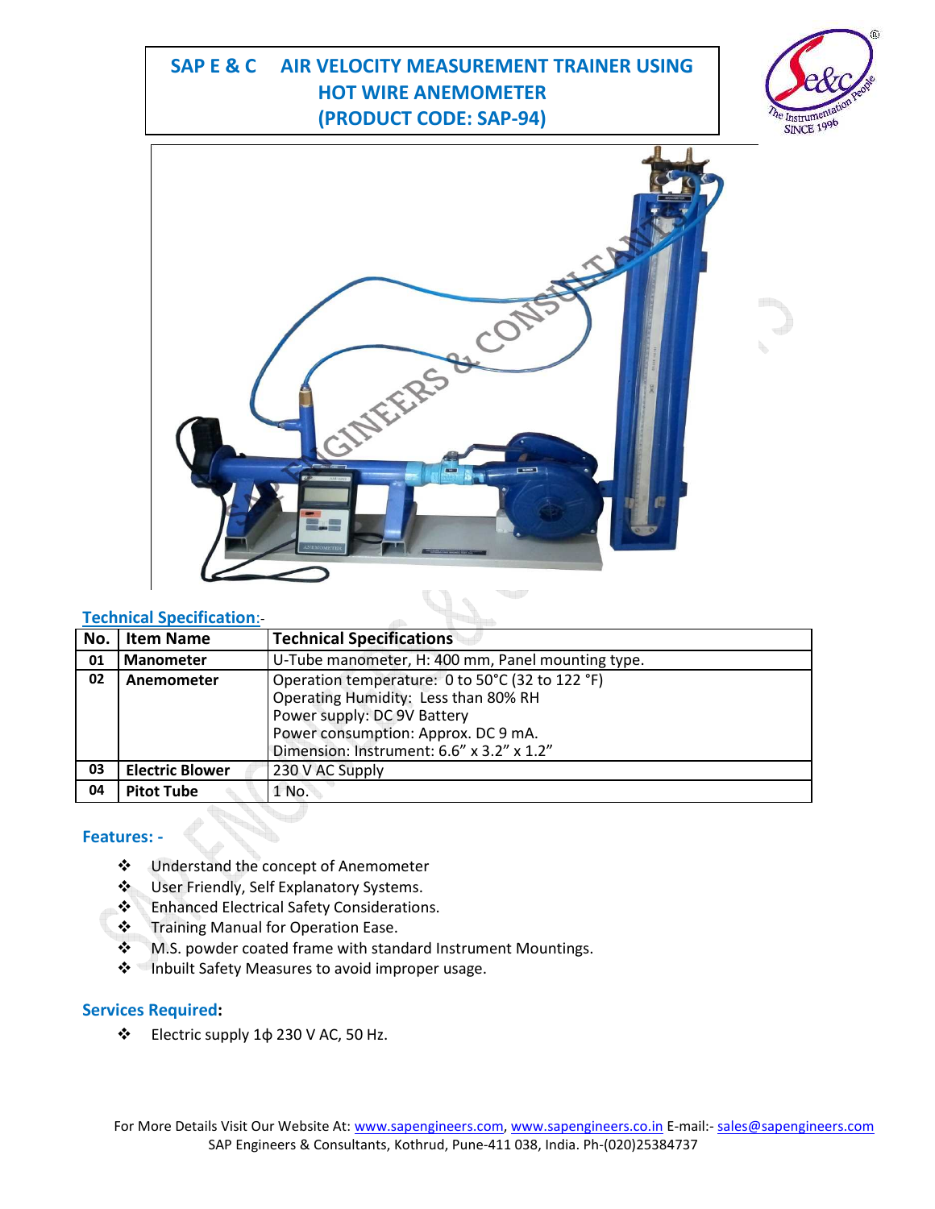# SAP E & C AIR VELOCITY MEASUREMENT TRAINER USING HOT WIRE ANEMOMETER (PRODUCT CODE: SAP-94)

## Technical Specification:-

| No. | Item Name | Technical Specifications |
|---|---|---|
| 01 | **Manometer** | U-Tube manometer, H: 400 mm, Panel mounting type. |
| 02 | **Anemometer** | Operation temperature: 0 to 50°C (32 to 122 °F)<br>Operating Humidity: Less than 80% RH<br>Power supply: DC 9V Battery<br>Power consumption: Approx. DC 9 mA.<br>Dimension: Instrument: 6.6" x 3.2" x 1.2" |
| 03 | **Electric Blower** | 230 V AC Supply |
| 04 | **Pitot Tube** | 1 No. |

## Features: -

- Understand the concept of Anemometer
- User Friendly, Self Explanatory Systems.
- Enhanced Electrical Safety Considerations.
- Training Manual for Operation Ease.
- M.S. powder coated frame with standard Instrument Mountings.
- Inbuilt Safety Measures to avoid improper usage.

## Services Required:

- Electric supply 1ϕ 230 V AC, 50 Hz.

For More Details Visit Our Website At: www.sapengineers.com, www.sapengineers.co.in E-mail:- sales@sapengineers.com
SAP Engineers & Consultants, Kothrud, Pune-411 038, India. Ph-(020)25384737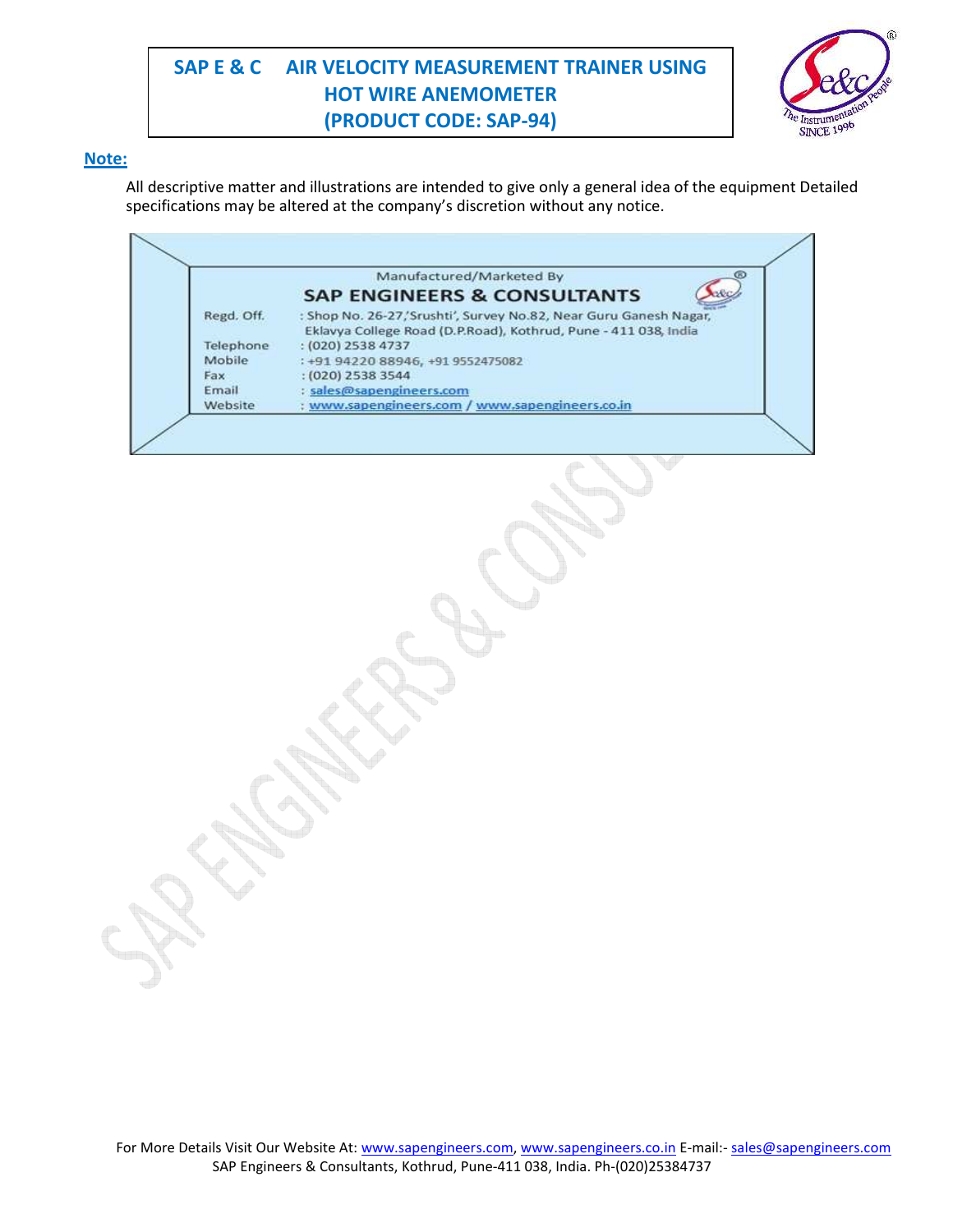## Note:

All descriptive matter and illustrations are intended to give only a general idea of the equipment Detailed specifications may be altered at the company's discretion without any notice.

Manufactured/Marketed By

**SAP ENGINEERS & CONSULTANTS**

| | |
|---|---|
| Regd. Off. | : Shop No. 26-27,'Srushti', Survey No.82, Near Guru Ganesh Nagar, Eklavya College Road (D.P.Road), Kothrud, Pune - 411 038, India |
| Telephone | : (020) 2538 4737 |
| Mobile | : +91 94220 88946, +91 9552475082 |
| Fax | : (020) 2538 3544 |
| Email | : sales@sapengineers.com |
| Website | : www.sapengineers.com / www.sapengineers.co.in |